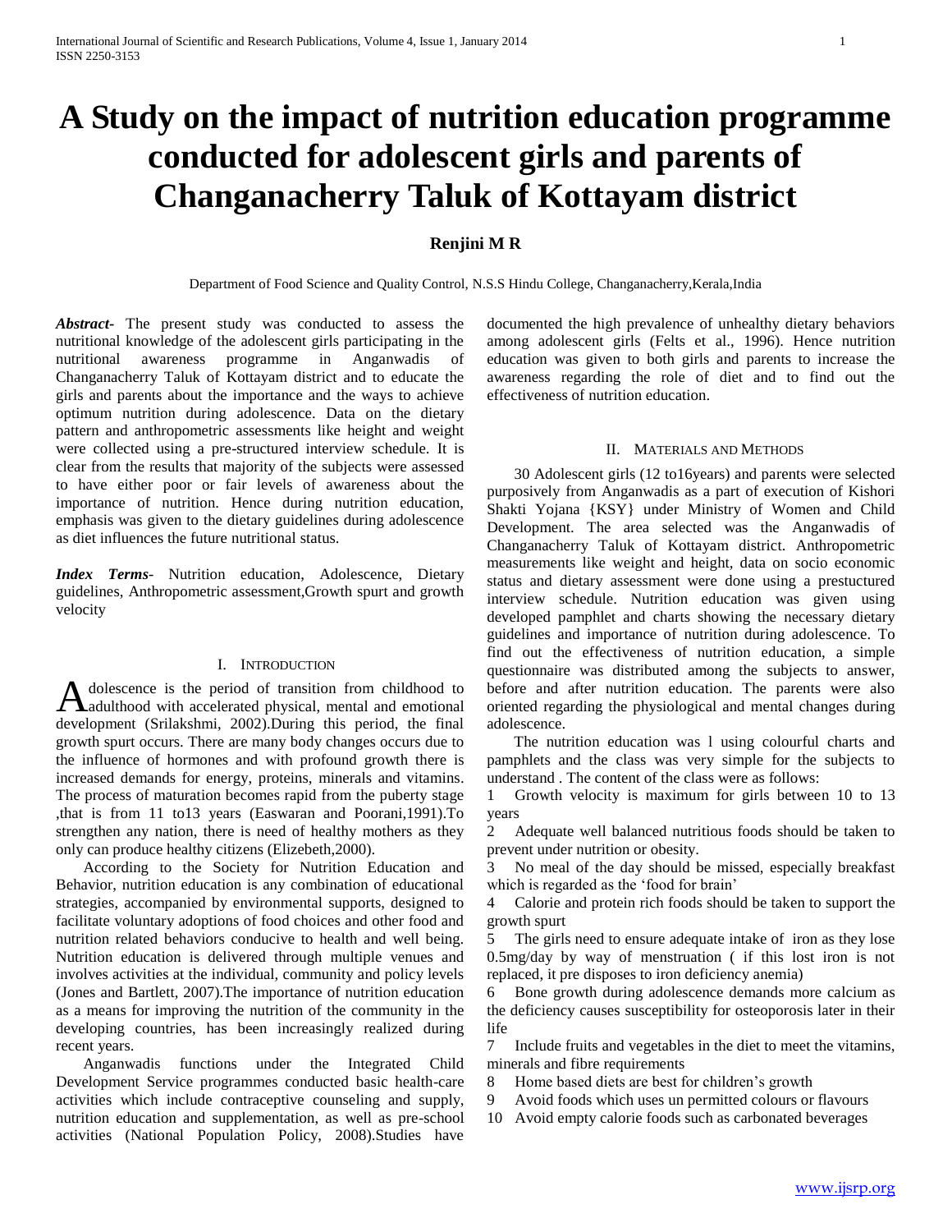# A Study on the impact of nutrition education programme conducted for adolescent girls and parents of Changanacherry Taluk of Kottayam district

**Renjini M R**

Department of Food Science and Quality Control, N.S.S Hindu College, Changanacherry,Kerala,India

***Abstract-*** The present study was conducted to assess the nutritional knowledge of the adolescent girls participating in the nutritional awareness programme in Anganwadis of Changanacherry Taluk of Kottayam district and to educate the girls and parents about the importance and the ways to achieve optimum nutrition during adolescence. Data on the dietary pattern and anthropometric assessments like height and weight were collected using a pre-structured interview schedule. It is clear from the results that majority of the subjects were assessed to have either poor or fair levels of awareness about the importance of nutrition. Hence during nutrition education, emphasis was given to the dietary guidelines during adolescence as diet influences the future nutritional status.

***Index Terms*-** Nutrition education, Adolescence, Dietary guidelines, Anthropometric assessment,Growth spurt and growth velocity

## I. Introduction

Adolescence is the period of transition from childhood to adulthood with accelerated physical, mental and emotional development (Srilakshmi, 2002).During this period, the final growth spurt occurs. There are many body changes occurs due to the influence of hormones and with profound growth there is increased demands for energy, proteins, minerals and vitamins. The process of maturation becomes rapid from the puberty stage ,that is from 11 to13 years (Easwaran and Poorani,1991).To strengthen any nation, there is need of healthy mothers as they only can produce healthy citizens (Elizebeth,2000).

According to the Society for Nutrition Education and Behavior, nutrition education is any combination of educational strategies, accompanied by environmental supports, designed to facilitate voluntary adoptions of food choices and other food and nutrition related behaviors conducive to health and well being. Nutrition education is delivered through multiple venues and involves activities at the individual, community and policy levels (Jones and Bartlett, 2007).The importance of nutrition education as a means for improving the nutrition of the community in the developing countries, has been increasingly realized during recent years.

Anganwadis functions under the Integrated Child Development Service programmes conducted basic health-care activities which include contraceptive counseling and supply, nutrition education and supplementation, as well as pre-school activities (National Population Policy, 2008).Studies have documented the high prevalence of unhealthy dietary behaviors among adolescent girls (Felts et al., 1996). Hence nutrition education was given to both girls and parents to increase the awareness regarding the role of diet and to find out the effectiveness of nutrition education.

## II. Materials and Methods

30 Adolescent girls (12 to16years) and parents were selected purposively from Anganwadis as a part of execution of Kishori Shakti Yojana {KSY} under Ministry of Women and Child Development. The area selected was the Anganwadis of Changanacherry Taluk of Kottayam district. Anthropometric measurements like weight and height, data on socio economic status and dietary assessment were done using a prestuctured interview schedule. Nutrition education was given using developed pamphlet and charts showing the necessary dietary guidelines and importance of nutrition during adolescence. To find out the effectiveness of nutrition education, a simple questionnaire was distributed among the subjects to answer, before and after nutrition education. The parents were also oriented regarding the physiological and mental changes during adolescence.

The nutrition education was l using colourful charts and pamphlets and the class was very simple for the subjects to understand . The content of the class were as follows:

1. Growth velocity is maximum for girls between 10 to 13 years
2. Adequate well balanced nutritious foods should be taken to prevent under nutrition or obesity.
3. No meal of the day should be missed, especially breakfast which is regarded as the 'food for brain'
4. Calorie and protein rich foods should be taken to support the growth spurt
5. The girls need to ensure adequate intake of iron as they lose 0.5mg/day by way of menstruation ( if this lost iron is not replaced, it pre disposes to iron deficiency anemia)
6. Bone growth during adolescence demands more calcium as the deficiency causes susceptibility for osteoporosis later in their life
7. Include fruits and vegetables in the diet to meet the vitamins, minerals and fibre requirements
8. Home based diets are best for children's growth
9. Avoid foods which uses un permitted colours or flavours
10. Avoid empty calorie foods such as carbonated beverages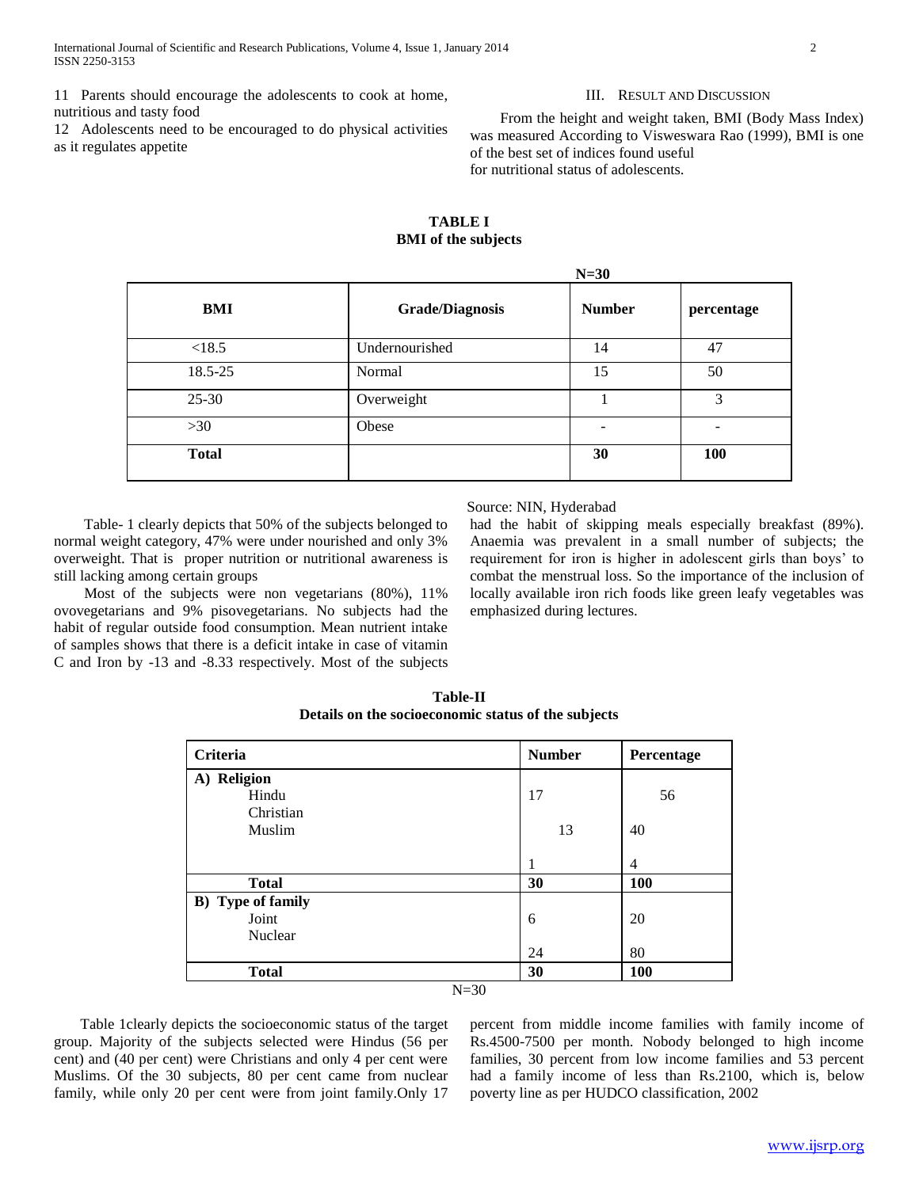11 Parents should encourage the adolescents to cook at home, nutritious and tasty food

12 Adolescents need to be encouraged to do physical activities as it regulates appetite

## III. Result and Discussion

From the height and weight taken, BMI (Body Mass Index) was measured According to Visweswara Rao (1999), BMI is one of the best set of indices found useful for nutritional status of adolescents.

**TABLE I**
**BMI of the subjects**

N=30

| BMI | Grade/Diagnosis | Number | percentage |
|---|---|---|---|
| <18.5 | Undernourished | 14 | 47 |
| 18.5-25 | Normal | 15 | 50 |
| 25-30 | Overweight | 1 | 3 |
| >30 | Obese | - | - |
| **Total** | | **30** | **100** |

Source: NIN, Hyderabad

Table- 1 clearly depicts that 50% of the subjects belonged to normal weight category, 47% were under nourished and only 3% overweight. That is proper nutrition or nutritional awareness is still lacking among certain groups

Most of the subjects were non vegetarians (80%), 11% ovovegetarians and 9% pisovegetarians. No subjects had the habit of regular outside food consumption. Mean nutrient intake of samples shows that there is a deficit intake in case of vitamin C and Iron by -13 and -8.33 respectively. Most of the subjects had the habit of skipping meals especially breakfast (89%). Anaemia was prevalent in a small number of subjects; the requirement for iron is higher in adolescent girls than boys' to combat the menstrual loss. So the importance of the inclusion of locally available iron rich foods like green leafy vegetables was emphasized during lectures.

**Table-II**
**Details on the socioeconomic status of the subjects**

| Criteria | Number | Percentage |
|---|---|---|
| **A) Religion** | | |
| Hindu | 17 | 56 |
| Christian | 13 | 40 |
| Muslim | 1 | 4 |
| **Total** | **30** | **100** |
| **B) Type of family** | | |
| Joint | 6 | 20 |
| Nuclear | 24 | 80 |
| **Total** | **30** | **100** |

N=30

Table 1clearly depicts the socioeconomic status of the target group. Majority of the subjects selected were Hindus (56 per cent) and (40 per cent) were Christians and only 4 per cent were Muslims. Of the 30 subjects, 80 per cent came from nuclear family, while only 20 per cent were from joint family.Only 17 percent from middle income families with family income of Rs.4500-7500 per month. Nobody belonged to high income families, 30 percent from low income families and 53 percent had a family income of less than Rs.2100, which is, below poverty line as per HUDCO classification, 2002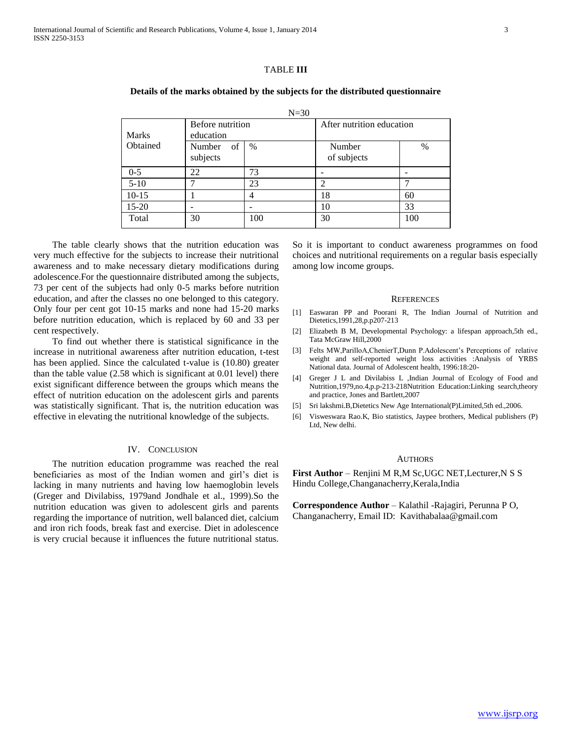TABLE **III**

**Details of the marks obtained by the subjects for the distributed questionnaire**

N=30

| Marks Obtained | Before nutrition education | | After nutrition education | |
|---|---|---|---|---|
| | Number of subjects | % | Number of subjects | % |
| 0-5 | 22 | 73 | - | - |
| 5-10 | 7 | 23 | 2 | 7 |
| 10-15 | 1 | 4 | 18 | 60 |
| 15-20 | - | - | 10 | 33 |
| Total | 30 | 100 | 30 | 100 |

The table clearly shows that the nutrition education was very much effective for the subjects to increase their nutritional awareness and to make necessary dietary modifications during adolescence.For the questionnaire distributed among the subjects, 73 per cent of the subjects had only 0-5 marks before nutrition education, and after the classes no one belonged to this category. Only four per cent got 10-15 marks and none had 15-20 marks before nutrition education, which is replaced by 60 and 33 per cent respectively.

To find out whether there is statistical significance in the increase in nutritional awareness after nutrition education, t-test has been applied. Since the calculated t-value is (10.80) greater than the table value (2.58 which is significant at 0.01 level) there exist significant difference between the groups which means the effect of nutrition education on the adolescent girls and parents was statistically significant. That is, the nutrition education was effective in elevating the nutritional knowledge of the subjects.

## IV. Conclusion

The nutrition education programme was reached the real beneficiaries as most of the Indian women and girl's diet is lacking in many nutrients and having low haemoglobin levels (Greger and Divilabiss, 1979and Jondhale et al., 1999).So the nutrition education was given to adolescent girls and parents regarding the importance of nutrition, well balanced diet, calcium and iron rich foods, break fast and exercise. Diet in adolescence is very crucial because it influences the future nutritional status. So it is important to conduct awareness programmes on food choices and nutritional requirements on a regular basis especially among low income groups.

## References

[1] Easwaran PP and Poorani R, The Indian Journal of Nutrition and Dietetics,1991,28,p.p207-213

[2] Elizabeth B M, Developmental Psychology: a lifespan approach,5th ed., Tata McGraw Hill,2000

[3] Felts MW,ParilloA,ChenierT,Dunn P.Adolescent's Perceptions of relative weight and self-reported weight loss activities :Analysis of YRBS National data. Journal of Adolescent health, 1996:18:20-

[4] Greger J L and Divilabiss L ,Indian Journal of Ecology of Food and Nutrition,1979,no.4,p.p-213-218Nutrition Education:Linking search,theory and practice, Jones and Bartlett,2007

[5] Sri lakshmi.B,Dietetics New Age International(P)Limited,5th ed.,2006.

[6] Visweswara Rao.K, Bio statistics, Jaypee brothers, Medical publishers (P) Ltd, New delhi.

## Authors

**First Author** – Renjini M R,M Sc,UGC NET,Lecturer,N S S Hindu College,Changanacherry,Kerala,India

**Correspondence Author** – Kalathil -Rajagiri, Perunna P O, Changanacherry, Email ID: Kavithabalaa@gmail.com